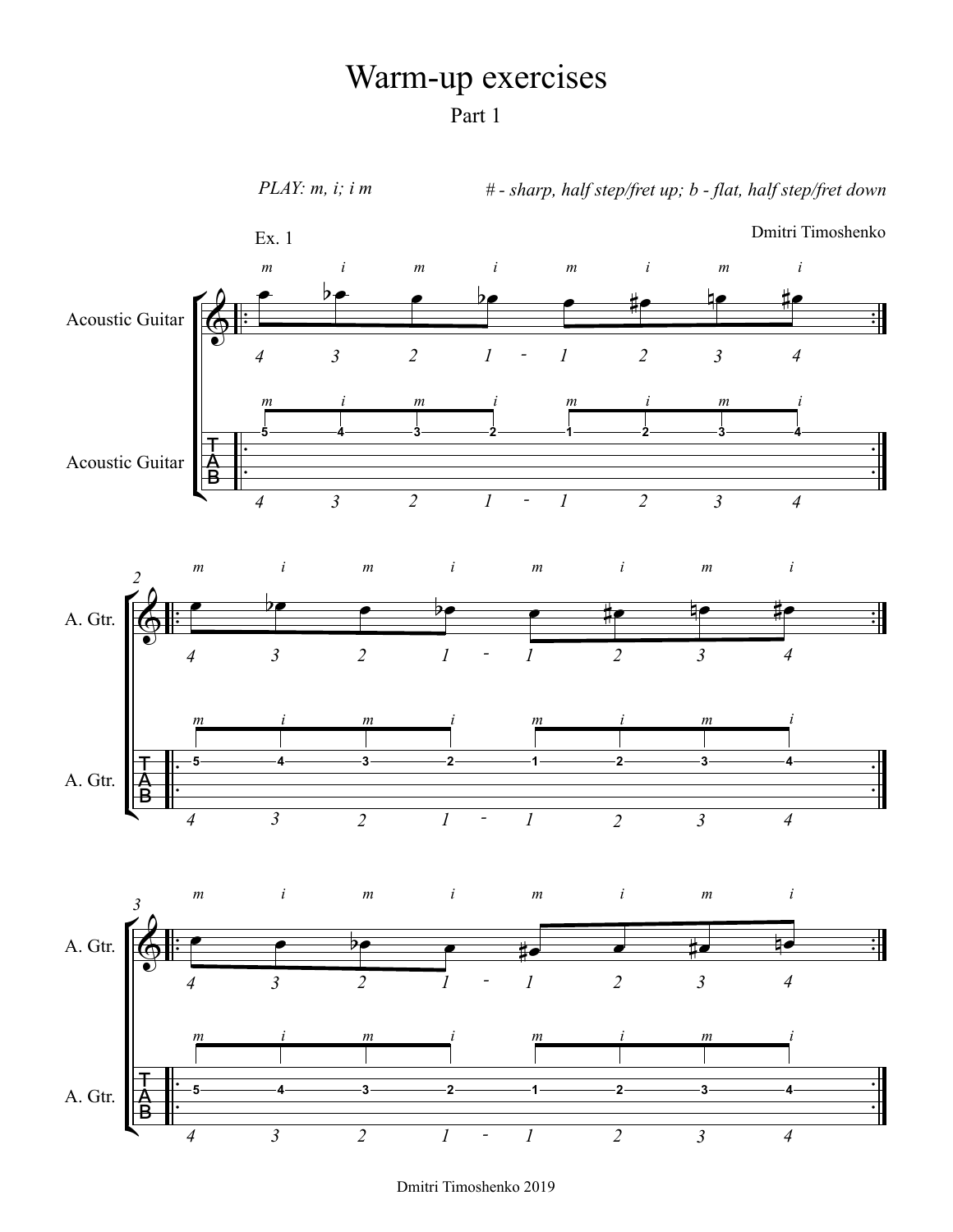# Warm-up exercises

## Part 1

*PLAY: m, i; i m*

*# - sharp, half step/fret up; b - flat, half step/fret down*

Dmitri Timoshenko

Ex. 1

Dmitri Timoshenko 2019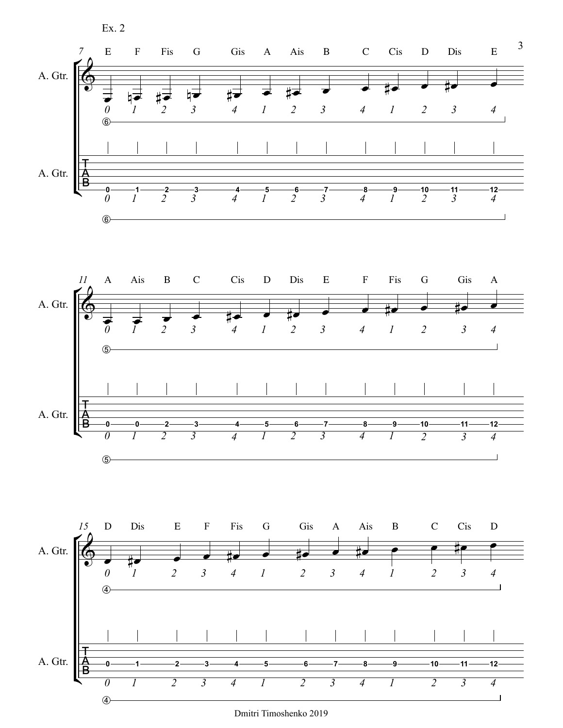Ex. 2

7

| E | F | Fis | G | Gis | A | Ais | B | C | Cis | D | Dis | E |
|---|---|---|---|---|---|---|---|---|---|---|---|---|
| 0 | 1 | 2 | 3 | 4 | 1 | 2 | 3 | 4 | 1 | 2 | 3 | 4 |

A. Gtr.

String ⑥

| TAB | 0 | 1 | 2 | 3 | 4 | 5 | 6 | 7 | 8 | 9 | 10 | 11 | 12 |
|---|---|---|---|---|---|---|---|---|---|---|---|---|---|
| Finger | 0 | 1 | 2 | 3 | 4 | 1 | 2 | 3 | 4 | 1 | 2 | 3 | 4 |

11

| A | Ais | B | C | Cis | D | Dis | E | F | Fis | G | Gis | A |
|---|---|---|---|---|---|---|---|---|---|---|---|---|
| 0 | 1 | 2 | 3 | 4 | 1 | 2 | 3 | 4 | 1 | 2 | 3 | 4 |

A. Gtr.

String ⑤

| TAB | 0 | 0 | 2 | 3 | 4 | 5 | 6 | 7 | 8 | 9 | 10 | 11 | 12 |
|---|---|---|---|---|---|---|---|---|---|---|---|---|---|
| Finger | 0 | 1 | 2 | 3 | 4 | 1 | 2 | 3 | 4 | 1 | 2 | 3 | 4 |

15

| D | Dis | E | F | Fis | G | Gis | A | Ais | B | C | Cis | D |
|---|---|---|---|---|---|---|---|---|---|---|---|---|
| 0 | 1 | 2 | 3 | 4 | 1 | 2 | 3 | 4 | 1 | 2 | 3 | 4 |

A. Gtr.

String ④

| TAB | 0 | 1 | 2 | 3 | 4 | 5 | 6 | 7 | 8 | 9 | 10 | 11 | 12 |
|---|---|---|---|---|---|---|---|---|---|---|---|---|---|
| Finger | 0 | 1 | 2 | 3 | 4 | 1 | 2 | 3 | 4 | 1 | 2 | 3 | 4 |

Dmitri Timoshenko 2019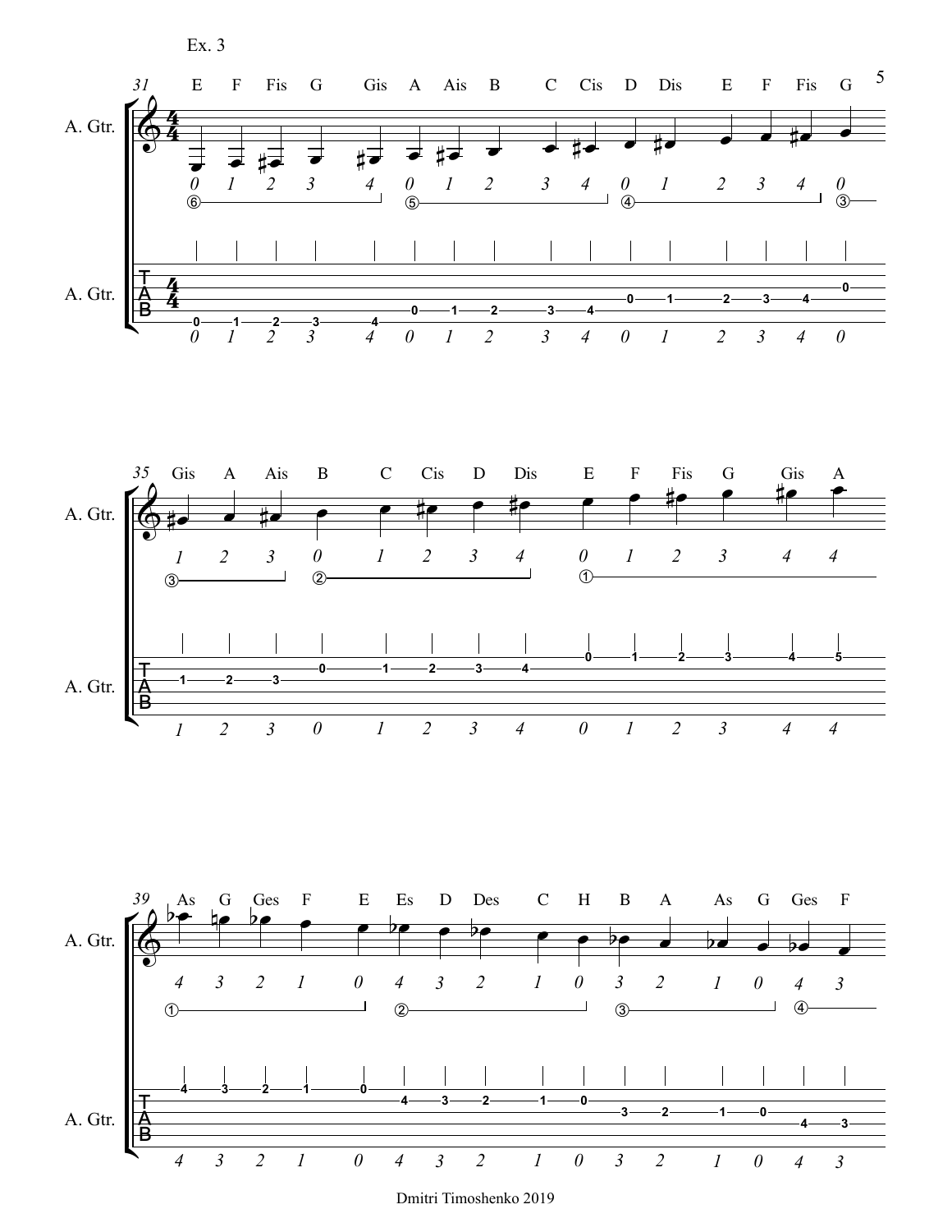Ex. 3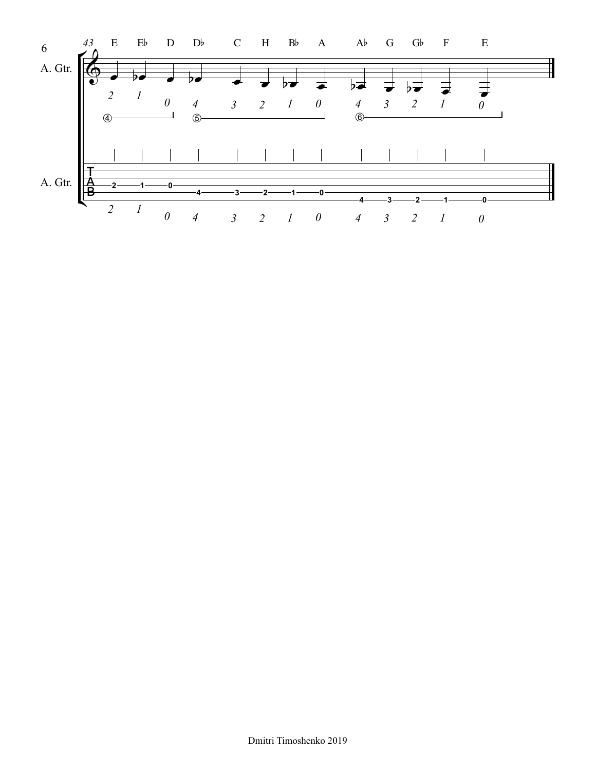43

E Eb D Db C H Bb A Ab G Gb F E

A. Gtr.

2 1 0 4 3 2 1 0 4 3 2 1 0

④ ⑤ ⑥

A. Gtr.

2 1 0 4 3 2 1 0 4 3 2 1 0

Dmitri Timoshenko 2019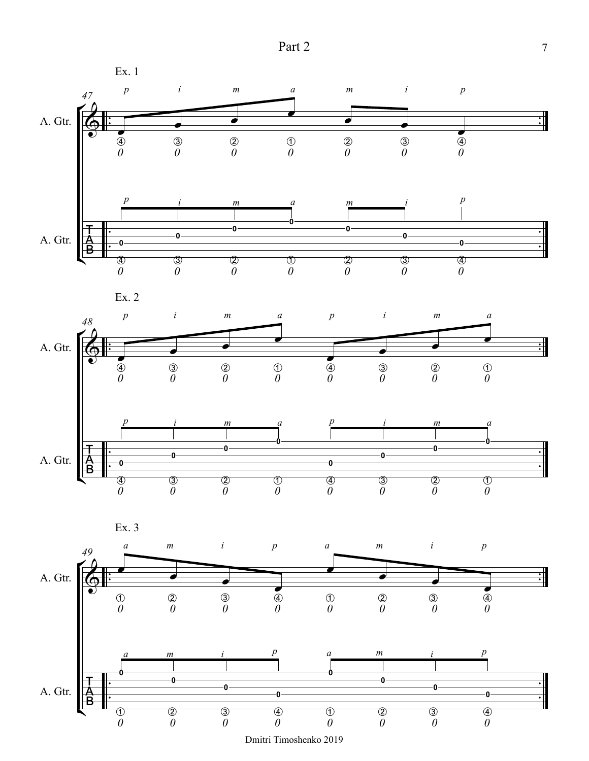# Part 2

Ex. 1

Ex. 2

Ex. 3

Dmitri Timoshenko 2019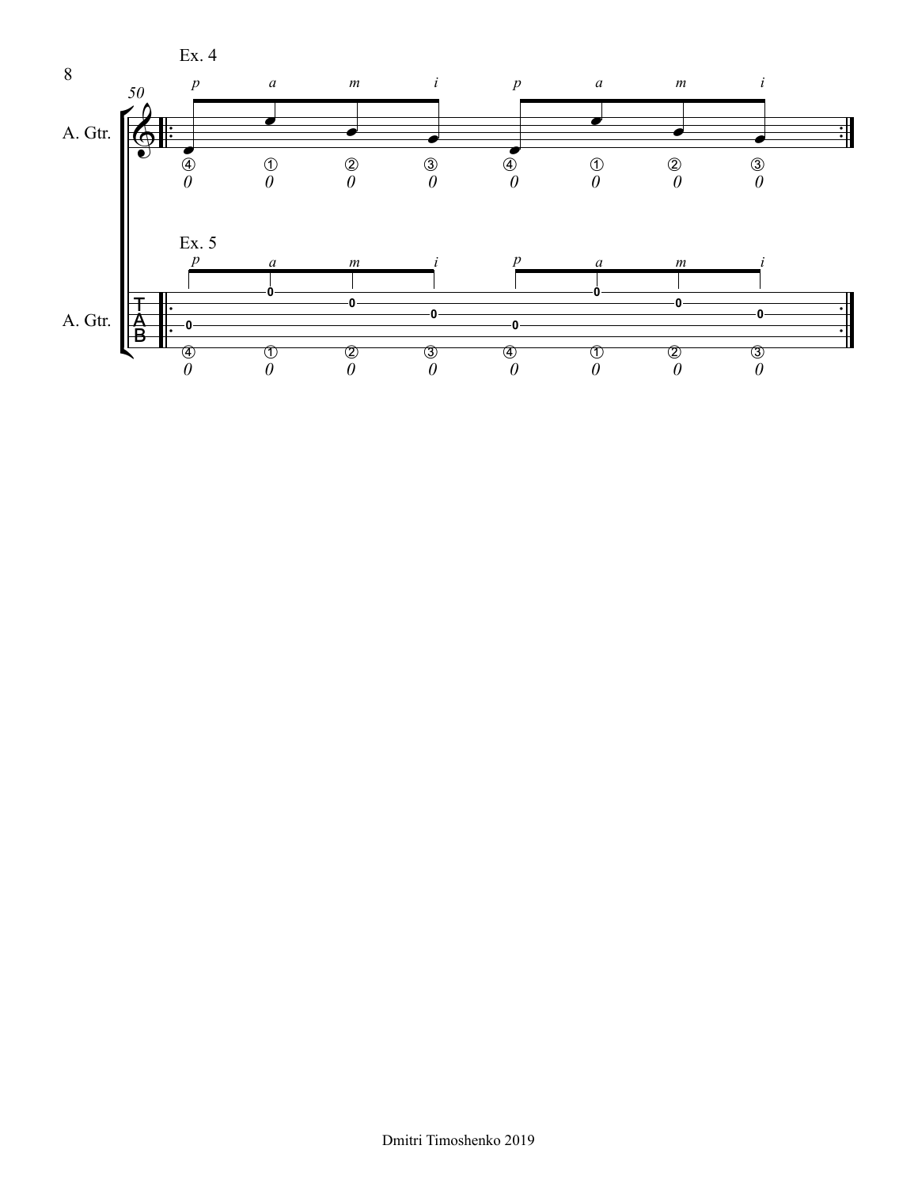Ex. 4

Ex. 5

Dmitri Timoshenko 2019